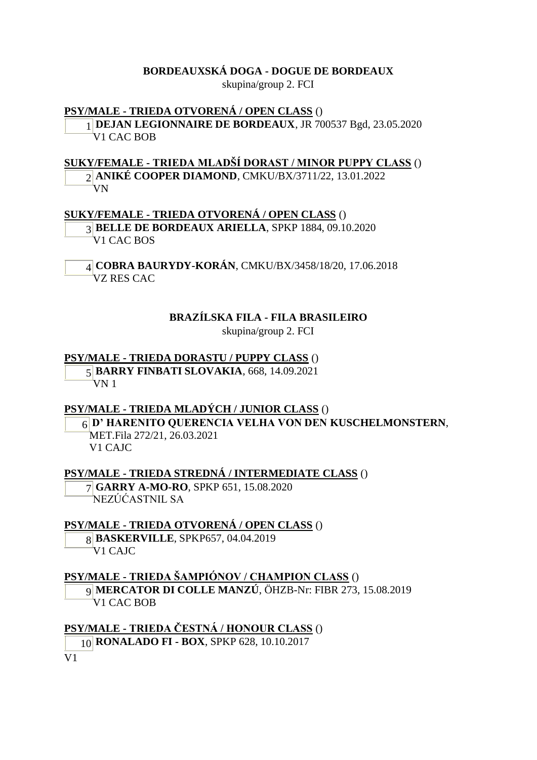## BORDEAUXSKÁ DOGA - DOGUE DE BORDEAUX

skupina/group 2. FCI

**PSY/MALE - TRIEDA OTVORENÁ / OPEN CLASS** ()

1 **DEJAN LEGIONNAIRE DE BORDEAUX**, JR 700537 Bgd, 23.05.2020
V1 CAC BOB

**SUKY/FEMALE - TRIEDA MLADŠÍ DORAST / MINOR PUPPY CLASS** ()

2 **ANIKÉ COOPER DIAMOND**, CMKU/BX/3711/22, 13.01.2022
VN

**SUKY/FEMALE - TRIEDA OTVORENÁ / OPEN CLASS** ()

3 **BELLE DE BORDEAUX ARIELLA**, SPKP 1884, 09.10.2020
V1 CAC BOS

4 **COBRA BAURYDY-KORÁN**, CMKU/BX/3458/18/20, 17.06.2018
VZ RES CAC

## BRAZÍLSKA FILA - FILA BRASILEIRO

skupina/group 2. FCI

**PSY/MALE - TRIEDA DORASTU / PUPPY CLASS** ()

5 **BARRY FINBATI SLOVAKIA**, 668, 14.09.2021
VN 1

**PSY/MALE - TRIEDA MLADÝCH / JUNIOR CLASS** ()

6 **D' HARENITO QUERENCIA VELHA VON DEN KUSCHELMONSTERN**, MET.Fila 272/21, 26.03.2021
V1 CAJC

**PSY/MALE - TRIEDA STREDNÁ / INTERMEDIATE CLASS** ()

7 **GARRY A-MO-RO**, SPKP 651, 15.08.2020
NEZÚĆASTNIL SA

**PSY/MALE - TRIEDA OTVORENÁ / OPEN CLASS** ()

8 **BASKERVILLE**, SPKP657, 04.04.2019
V1 CAJC

**PSY/MALE - TRIEDA ŠAMPIÓNOV / CHAMPION CLASS** ()

9 **MERCATOR DI COLLE MANZÚ**, ÖHZB-Nr: FIBR 273, 15.08.2019
V1 CAC BOB

**PSY/MALE - TRIEDA ČESTNÁ / HONOUR CLASS** ()

10 **RONALADO FI - BOX**, SPKP 628, 10.10.2017
V1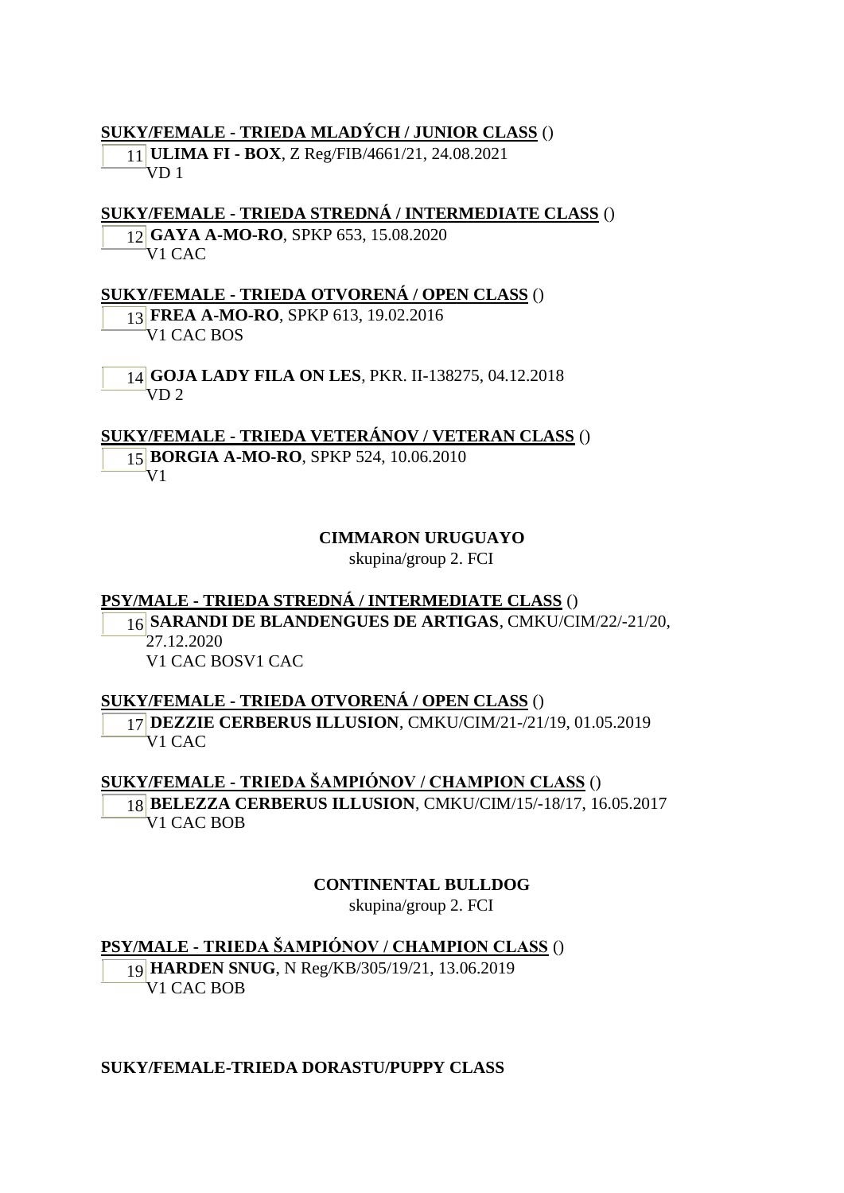**SUKY/FEMALE - TRIEDA MLADÝCH / JUNIOR CLASS** ()

11 **ULIMA FI - BOX**, Z Reg/FIB/4661/21, 24.08.2021
VD 1

**SUKY/FEMALE - TRIEDA STREDNÁ / INTERMEDIATE CLASS** ()

12 **GAYA A-MO-RO**, SPKP 653, 15.08.2020
V1 CAC

**SUKY/FEMALE - TRIEDA OTVORENÁ / OPEN CLASS** ()

13 **FREA A-MO-RO**, SPKP 613, 19.02.2016
V1 CAC BOS

14 **GOJA LADY FILA ON LES**, PKR. II-138275, 04.12.2018
VD 2

**SUKY/FEMALE - TRIEDA VETERÁNOV / VETERAN CLASS** ()

15 **BORGIA A-MO-RO**, SPKP 524, 10.06.2010
V1

## CIMMARON URUGUAYO

skupina/group 2. FCI

**PSY/MALE - TRIEDA STREDNÁ / INTERMEDIATE CLASS** ()

16 **SARANDI DE BLANDENGUES DE ARTIGAS**, CMKU/CIM/22/-21/20, 27.12.2020
V1 CAC BOSV1 CAC

**SUKY/FEMALE - TRIEDA OTVORENÁ / OPEN CLASS** ()

17 **DEZZIE CERBERUS ILLUSION**, CMKU/CIM/21-/21/19, 01.05.2019
V1 CAC

**SUKY/FEMALE - TRIEDA ŠAMPIÓNOV / CHAMPION CLASS** ()

18 **BELEZZA CERBERUS ILLUSION**, CMKU/CIM/15/-18/17, 16.05.2017
V1 CAC BOB

## CONTINENTAL BULLDOG

skupina/group 2. FCI

**PSY/MALE - TRIEDA ŠAMPIÓNOV / CHAMPION CLASS** ()

19 **HARDEN SNUG**, N Reg/KB/305/19/21, 13.06.2019
V1 CAC BOB

**SUKY/FEMALE-TRIEDA DORASTU/PUPPY CLASS**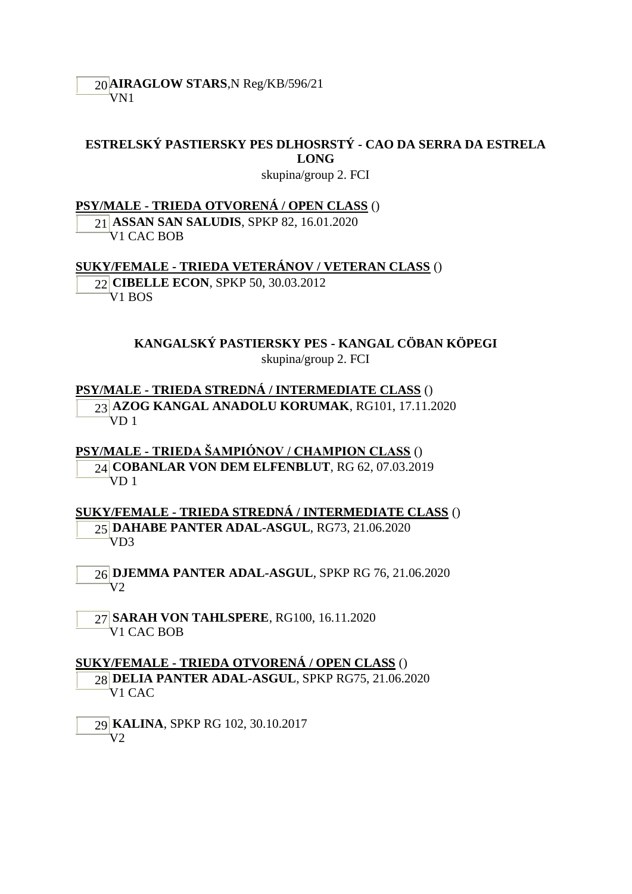20 **AIRAGLOW STARS**,N Reg/KB/596/21
VN1

## ESTRELSKÝ PASTIERSKY PES DLHOSRSTÝ - CAO DA SERRA DA ESTRELA LONG

skupina/group 2. FCI

**PSY/MALE - TRIEDA OTVORENÁ / OPEN CLASS** ()

21 **ASSAN SAN SALUDIS**, SPKP 82, 16.01.2020
V1 CAC BOB

**SUKY/FEMALE - TRIEDA VETERÁNOV / VETERAN CLASS** ()

22 **CIBELLE ECON**, SPKP 50, 30.03.2012
V1 BOS

## KANGALSKÝ PASTIERSKY PES - KANGAL CÖBAN KÖPEGI

skupina/group 2. FCI

**PSY/MALE - TRIEDA STREDNÁ / INTERMEDIATE CLASS** ()

23 **AZOG KANGAL ANADOLU KORUMAK**, RG101, 17.11.2020
VD 1

**PSY/MALE - TRIEDA ŠAMPIÓNOV / CHAMPION CLASS** ()

24 **COBANLAR VON DEM ELFENBLUT**, RG 62, 07.03.2019
VD 1

**SUKY/FEMALE - TRIEDA STREDNÁ / INTERMEDIATE CLASS** ()

25 **DAHABE PANTER ADAL-ASGUL**, RG73, 21.06.2020
VD3

26 **DJEMMA PANTER ADAL-ASGUL**, SPKP RG 76, 21.06.2020
V2

27 **SARAH VON TAHLSPERE**, RG100, 16.11.2020
V1 CAC BOB

**SUKY/FEMALE - TRIEDA OTVORENÁ / OPEN CLASS** ()

28 **DELIA PANTER ADAL-ASGUL**, SPKP RG75, 21.06.2020
V1 CAC

29 **KALINA**, SPKP RG 102, 30.10.2017
V2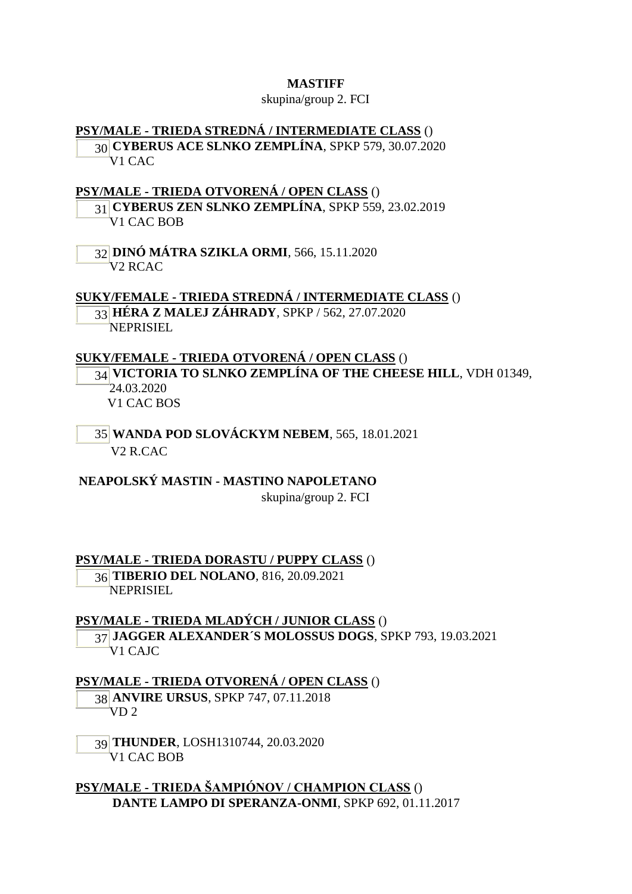**MASTIFF**

skupina/group 2. FCI

**PSY/MALE - TRIEDA STREDNÁ / INTERMEDIATE CLASS** ()

30 **CYBERUS ACE SLNKO ZEMPLÍNA**, SPKP 579, 30.07.2020
V1 CAC

**PSY/MALE - TRIEDA OTVORENÁ / OPEN CLASS** ()

31 **CYBERUS ZEN SLNKO ZEMPLÍNA**, SPKP 559, 23.02.2019
V1 CAC BOB

32 **DINÓ MÁTRA SZIKLA ORMI**, 566, 15.11.2020
V2 RCAC

**SUKY/FEMALE - TRIEDA STREDNÁ / INTERMEDIATE CLASS** ()

33 **HÉRA Z MALEJ ZÁHRADY**, SPKP / 562, 27.07.2020
NEPRISIEL

**SUKY/FEMALE - TRIEDA OTVORENÁ / OPEN CLASS** ()

34 **VICTORIA TO SLNKO ZEMPLÍNA OF THE CHEESE HILL**, VDH 01349, 24.03.2020
V1 CAC BOS

35 **WANDA POD SLOVÁCKYM NEBEM**, 565, 18.01.2021
V2 R.CAC

**NEAPOLSKÝ MASTIN - MASTINO NAPOLETANO**

skupina/group 2. FCI

**PSY/MALE - TRIEDA DORASTU / PUPPY CLASS** ()

36 **TIBERIO DEL NOLANO**, 816, 20.09.2021
NEPRISIEL

**PSY/MALE - TRIEDA MLADÝCH / JUNIOR CLASS** ()

37 **JAGGER ALEXANDER´S MOLOSSUS DOGS**, SPKP 793, 19.03.2021
V1 CAJC

**PSY/MALE - TRIEDA OTVORENÁ / OPEN CLASS** ()

38 **ANVIRE URSUS**, SPKP 747, 07.11.2018
VD 2

39 **THUNDER**, LOSH1310744, 20.03.2020
V1 CAC BOB

**PSY/MALE - TRIEDA ŠAMPIÓNOV / CHAMPION CLASS** ()

**DANTE LAMPO DI SPERANZA-ONMI**, SPKP 692, 01.11.2017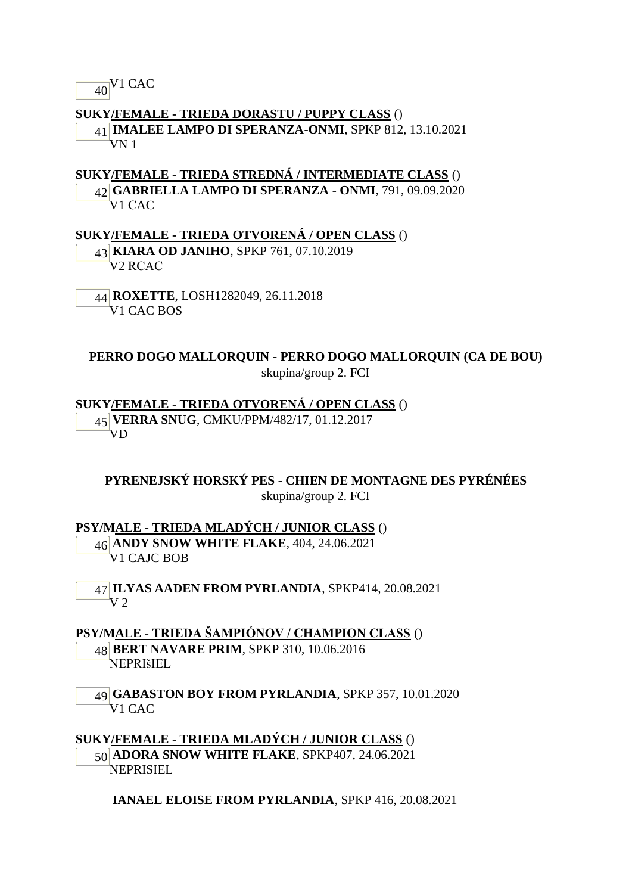40 V1 CAC

**SUKY/FEMALE - TRIEDA DORASTU / PUPPY CLASS** ()

41 **IMALEE LAMPO DI SPERANZA-ONMI**, SPKP 812, 13.10.2021
VN 1

**SUKY/FEMALE - TRIEDA STREDNÁ / INTERMEDIATE CLASS** ()

42 **GABRIELLA LAMPO DI SPERANZA - ONMI**, 791, 09.09.2020
V1 CAC

**SUKY/FEMALE - TRIEDA OTVORENÁ / OPEN CLASS** ()

43 **KIARA OD JANIHO**, SPKP 761, 07.10.2019
V2 RCAC

44 **ROXETTE**, LOSH1282049, 26.11.2018
V1 CAC BOS

## PERRO DOGO MALLORQUIN - PERRO DOGO MALLORQUIN (CA DE BOU)

skupina/group 2. FCI

**SUKY/FEMALE - TRIEDA OTVORENÁ / OPEN CLASS** ()

45 **VERRA SNUG**, CMKU/PPM/482/17, 01.12.2017
VD

## PYRENEJSKÝ HORSKÝ PES - CHIEN DE MONTAGNE DES PYRÉNÉES

skupina/group 2. FCI

**PSY/MALE - TRIEDA MLADÝCH / JUNIOR CLASS** ()

46 **ANDY SNOW WHITE FLAKE**, 404, 24.06.2021
V1 CAJC BOB

47 **ILYAS AADEN FROM PYRLANDIA**, SPKP414, 20.08.2021
V 2

**PSY/MALE - TRIEDA ŠAMPIÓNOV / CHAMPION CLASS** ()

48 **BERT NAVARE PRIM**, SPKP 310, 10.06.2016
NEPRIšIEL

49 **GABASTON BOY FROM PYRLANDIA**, SPKP 357, 10.01.2020
V1 CAC

**SUKY/FEMALE - TRIEDA MLADÝCH / JUNIOR CLASS** ()

50 **ADORA SNOW WHITE FLAKE**, SPKP407, 24.06.2021
NEPRISIEL

**IANAEL ELOISE FROM PYRLANDIA**, SPKP 416, 20.08.2021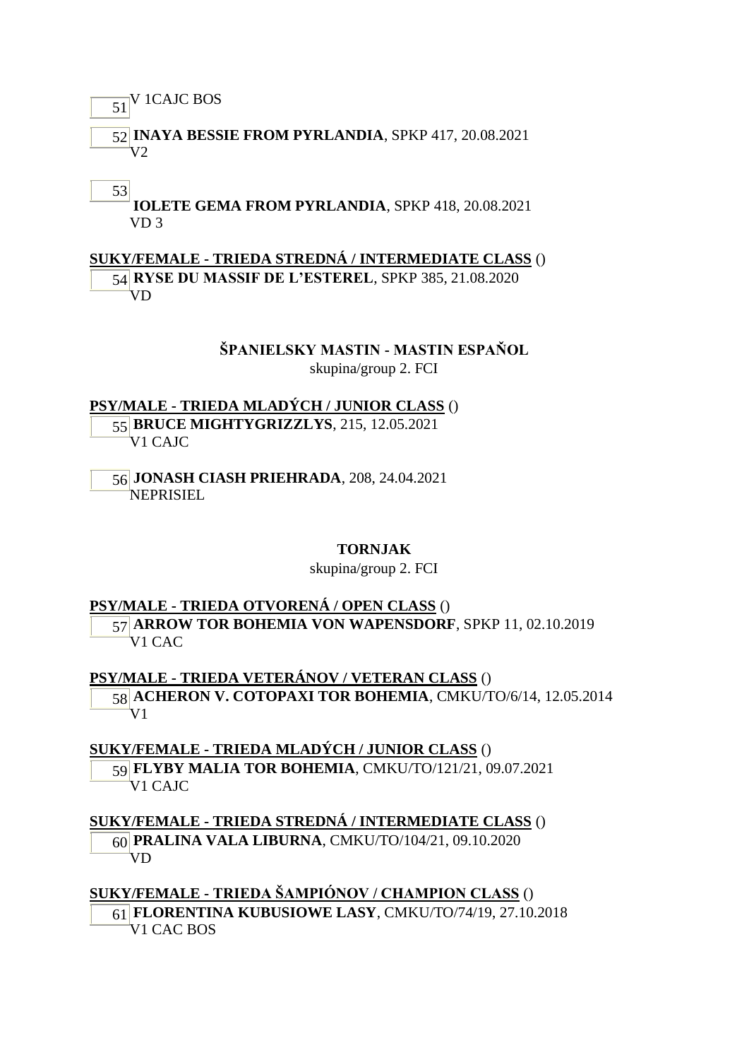51 V 1CAJC BOS

52 **INAYA BESSIE FROM PYRLANDIA**, SPKP 417, 20.08.2021
V2

53 **IOLETE GEMA FROM PYRLANDIA**, SPKP 418, 20.08.2021
VD 3

**SUKY/FEMALE - TRIEDA STREDNÁ / INTERMEDIATE CLASS** ()

54 **RYSE DU MASSIF DE L'ESTEREL**, SPKP 385, 21.08.2020
VD

## ŠPANIELSKY MASTIN - MASTIN ESPAÑOL

skupina/group 2. FCI

**PSY/MALE - TRIEDA MLADÝCH / JUNIOR CLASS** ()

55 **BRUCE MIGHTYGRIZZLYS**, 215, 12.05.2021
V1 CAJC

56 **JONASH CIASH PRIEHRADA**, 208, 24.04.2021
NEPRISIEL

## TORNJAK

skupina/group 2. FCI

**PSY/MALE - TRIEDA OTVORENÁ / OPEN CLASS** ()

57 **ARROW TOR BOHEMIA VON WAPENSDORF**, SPKP 11, 02.10.2019
V1 CAC

**PSY/MALE - TRIEDA VETERÁNOV / VETERAN CLASS** ()

58 **ACHERON V. COTOPAXI TOR BOHEMIA**, CMKU/TO/6/14, 12.05.2014
V1

**SUKY/FEMALE - TRIEDA MLADÝCH / JUNIOR CLASS** ()

59 **FLYBY MALIA TOR BOHEMIA**, CMKU/TO/121/21, 09.07.2021
V1 CAJC

**SUKY/FEMALE - TRIEDA STREDNÁ / INTERMEDIATE CLASS** ()

60 **PRALINA VALA LIBURNA**, CMKU/TO/104/21, 09.10.2020
VD

**SUKY/FEMALE - TRIEDA ŠAMPIÓNOV / CHAMPION CLASS** ()

61 **FLORENTINA KUBUSIOWE LASY**, CMKU/TO/74/19, 27.10.2018
V1 CAC BOS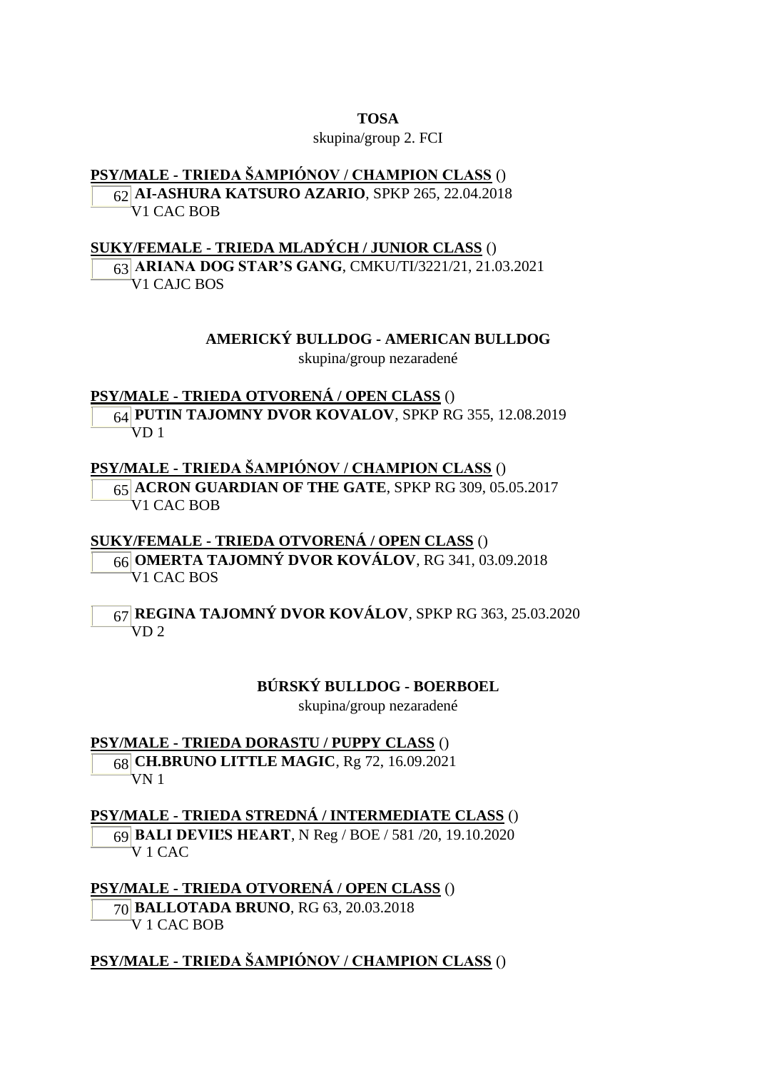**TOSA**

skupina/group 2. FCI

**PSY/MALE - TRIEDA ŠAMPIÓNOV / CHAMPION CLASS** ()

62 **AI-ASHURA KATSURO AZARIO**, SPKP 265, 22.04.2018
V1 CAC BOB

**SUKY/FEMALE - TRIEDA MLADÝCH / JUNIOR CLASS** ()

63 **ARIANA DOG STAR'S GANG**, CMKU/TI/3221/21, 21.03.2021
V1 CAJC BOS

**AMERICKÝ BULLDOG - AMERICAN BULLDOG**

skupina/group nezaradené

**PSY/MALE - TRIEDA OTVORENÁ / OPEN CLASS** ()

64 **PUTIN TAJOMNY DVOR KOVALOV**, SPKP RG 355, 12.08.2019
VD 1

**PSY/MALE - TRIEDA ŠAMPIÓNOV / CHAMPION CLASS** ()

65 **ACRON GUARDIAN OF THE GATE**, SPKP RG 309, 05.05.2017
V1 CAC BOB

**SUKY/FEMALE - TRIEDA OTVORENÁ / OPEN CLASS** ()

66 **OMERTA TAJOMNÝ DVOR KOVÁLOV**, RG 341, 03.09.2018
V1 CAC BOS

67 **REGINA TAJOMNÝ DVOR KOVÁLOV**, SPKP RG 363, 25.03.2020
VD 2

**BÚRSKÝ BULLDOG - BOERBOEL**

skupina/group nezaradené

**PSY/MALE - TRIEDA DORASTU / PUPPY CLASS** ()

68 **CH.BRUNO LITTLE MAGIC**, Rg 72, 16.09.2021
VN 1

**PSY/MALE - TRIEDA STREDNÁ / INTERMEDIATE CLASS** ()

69 **BALI DEVIĽS HEART**, N Reg / BOE / 581 /20, 19.10.2020
V 1 CAC

**PSY/MALE - TRIEDA OTVORENÁ / OPEN CLASS** ()

70 **BALLOTADA BRUNO**, RG 63, 20.03.2018
V 1 CAC BOB

**PSY/MALE - TRIEDA ŠAMPIÓNOV / CHAMPION CLASS** ()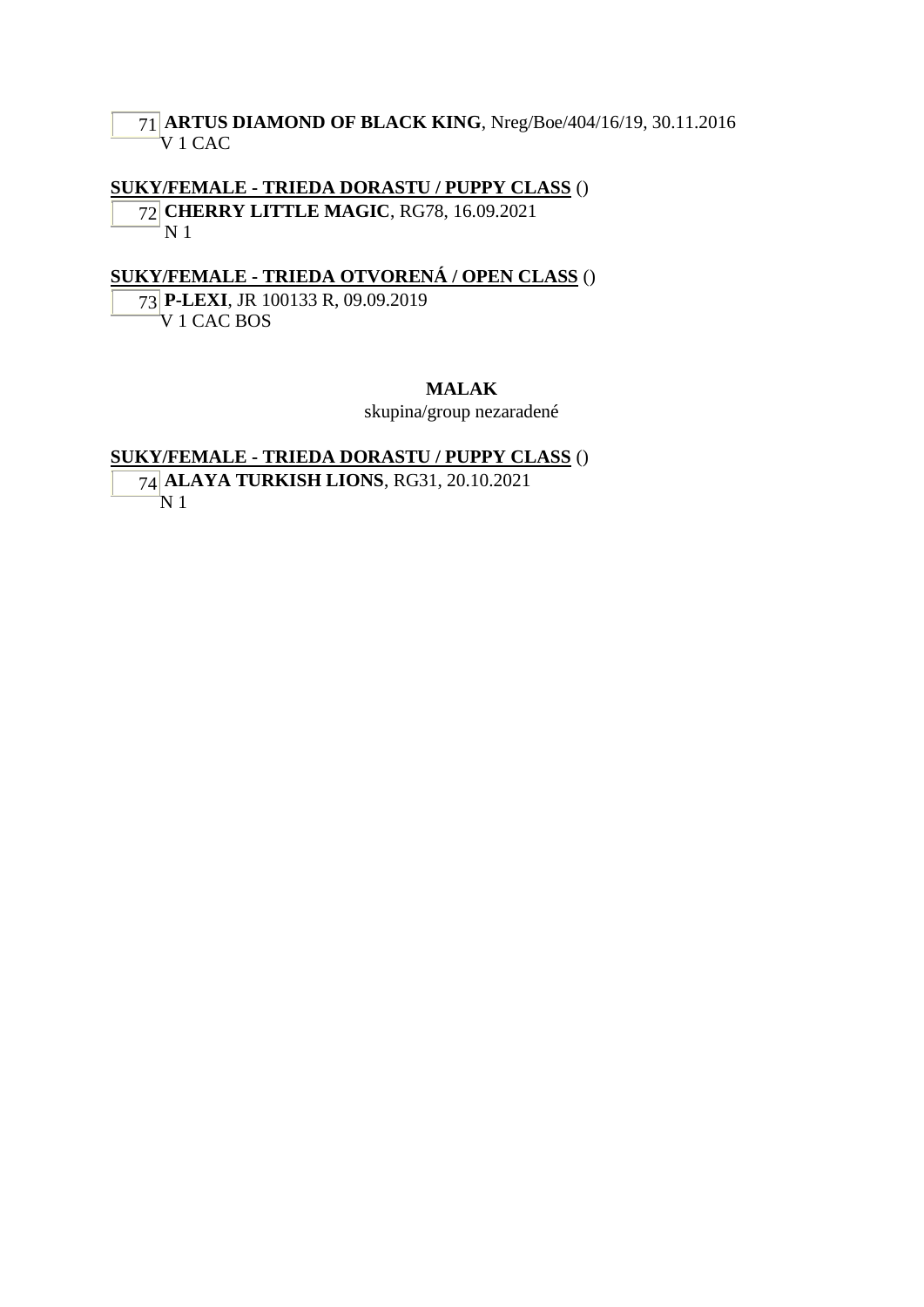71 **ARTUS DIAMOND OF BLACK KING**, Nreg/Boe/404/16/19, 30.11.2016
V 1 CAC

**SUKY/FEMALE - TRIEDA DORASTU / PUPPY CLASS** ()

72 **CHERRY LITTLE MAGIC**, RG78, 16.09.2021
N 1

**SUKY/FEMALE - TRIEDA OTVORENÁ / OPEN CLASS** ()

73 **P-LEXI**, JR 100133 R, 09.09.2019
V 1 CAC BOS

## MALAK

skupina/group nezaradené

**SUKY/FEMALE - TRIEDA DORASTU / PUPPY CLASS** ()

74 **ALAYA TURKISH LIONS**, RG31, 20.10.2021
N 1